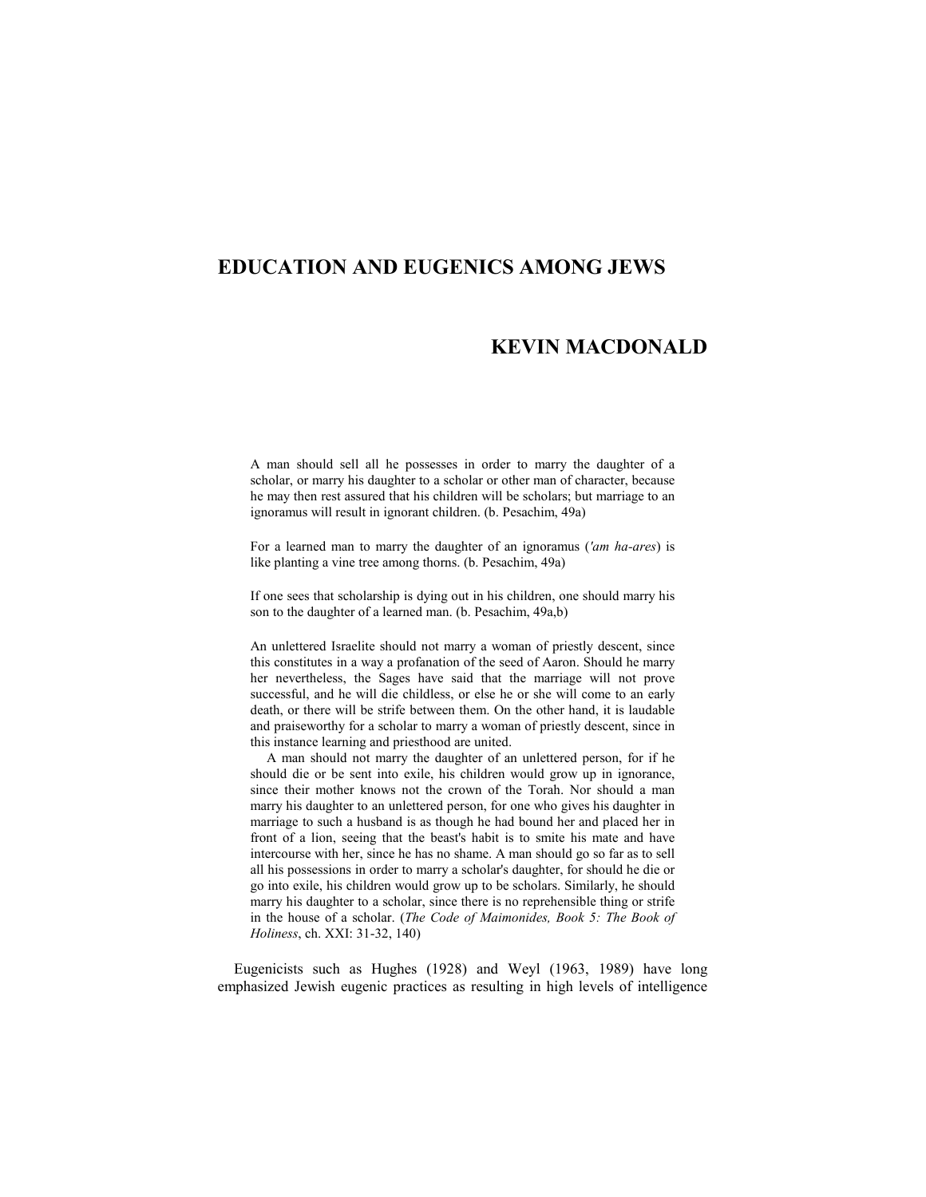# EDUCATION AND EUGENICS AMONG JEWS

## KEVIN MACDONALD

> A man should sell all he possesses in order to marry the daughter of a scholar, or marry his daughter to a scholar or other man of character, because he may then rest assured that his children will be scholars; but marriage to an ignoramus will result in ignorant children. (b. Pesachim, 49a)

> For a learned man to marry the daughter of an ignoramus (*'am ha-ares*) is like planting a vine tree among thorns. (b. Pesachim, 49a)

> If one sees that scholarship is dying out in his children, one should marry his son to the daughter of a learned man. (b. Pesachim, 49a,b)

> An unlettered Israelite should not marry a woman of priestly descent, since this constitutes in a way a profanation of the seed of Aaron. Should he marry her nevertheless, the Sages have said that the marriage will not prove successful, and he will die childless, or else he or she will come to an early death, or there will be strife between them. On the other hand, it is laudable and praiseworthy for a scholar to marry a woman of priestly descent, since in this instance learning and priesthood are united.
>
> A man should not marry the daughter of an unlettered person, for if he should die or be sent into exile, his children would grow up in ignorance, since their mother knows not the crown of the Torah. Nor should a man marry his daughter to an unlettered person, for one who gives his daughter in marriage to such a husband is as though he had bound her and placed her in front of a lion, seeing that the beast's habit is to smite his mate and have intercourse with her, since he has no shame. A man should go so far as to sell all his possessions in order to marry a scholar's daughter, for should he die or go into exile, his children would grow up to be scholars. Similarly, he should marry his daughter to a scholar, since there is no reprehensible thing or strife in the house of a scholar. (*The Code of Maimonides, Book 5: The Book of Holiness*, ch. XXI: 31-32, 140)

Eugenicists such as Hughes (1928) and Weyl (1963, 1989) have long emphasized Jewish eugenic practices as resulting in high levels of intelligence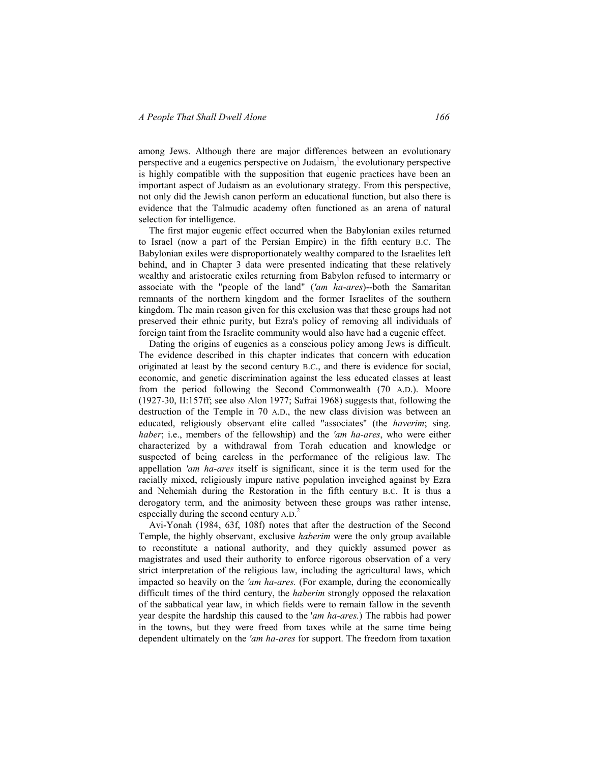among Jews. Although there are major differences between an evolutionary perspective and a eugenics perspective on Judaism,[1] the evolutionary perspective is highly compatible with the supposition that eugenic practices have been an important aspect of Judaism as an evolutionary strategy. From this perspective, not only did the Jewish canon perform an educational function, but also there is evidence that the Talmudic academy often functioned as an arena of natural selection for intelligence.

The first major eugenic effect occurred when the Babylonian exiles returned to Israel (now a part of the Persian Empire) in the fifth century B.C. The Babylonian exiles were disproportionately wealthy compared to the Israelites left behind, and in Chapter 3 data were presented indicating that these relatively wealthy and aristocratic exiles returning from Babylon refused to intermarry or associate with the "people of the land" (*'am ha-ares*)--both the Samaritan remnants of the northern kingdom and the former Israelites of the southern kingdom. The main reason given for this exclusion was that these groups had not preserved their ethnic purity, but Ezra's policy of removing all individuals of foreign taint from the Israelite community would also have had a eugenic effect.

Dating the origins of eugenics as a conscious policy among Jews is difficult. The evidence described in this chapter indicates that concern with education originated at least by the second century B.C., and there is evidence for social, economic, and genetic discrimination against the less educated classes at least from the period following the Second Commonwealth (70 A.D.). Moore (1927-30, II:157ff; see also Alon 1977; Safrai 1968) suggests that, following the destruction of the Temple in 70 A.D., the new class division was between an educated, religiously observant elite called "associates" (the *haverim*; sing. *haber*; i.e., members of the fellowship) and the *'am ha-ares*, who were either characterized by a withdrawal from Torah education and knowledge or suspected of being careless in the performance of the religious law. The appellation *'am ha-ares* itself is significant, since it is the term used for the racially mixed, religiously impure native population inveighed against by Ezra and Nehemiah during the Restoration in the fifth century B.C. It is thus a derogatory term, and the animosity between these groups was rather intense, especially during the second century A.D.[2]

Avi-Yonah (1984, 63f, 108f) notes that after the destruction of the Second Temple, the highly observant, exclusive *haberim* were the only group available to reconstitute a national authority, and they quickly assumed power as magistrates and used their authority to enforce rigorous observation of a very strict interpretation of the religious law, including the agricultural laws, which impacted so heavily on the *'am ha-ares.* (For example, during the economically difficult times of the third century, the *haberim* strongly opposed the relaxation of the sabbatical year law, in which fields were to remain fallow in the seventh year despite the hardship this caused to the '*am ha-ares.*) The rabbis had power in the towns, but they were freed from taxes while at the same time being dependent ultimately on the *'am ha-ares* for support. The freedom from taxation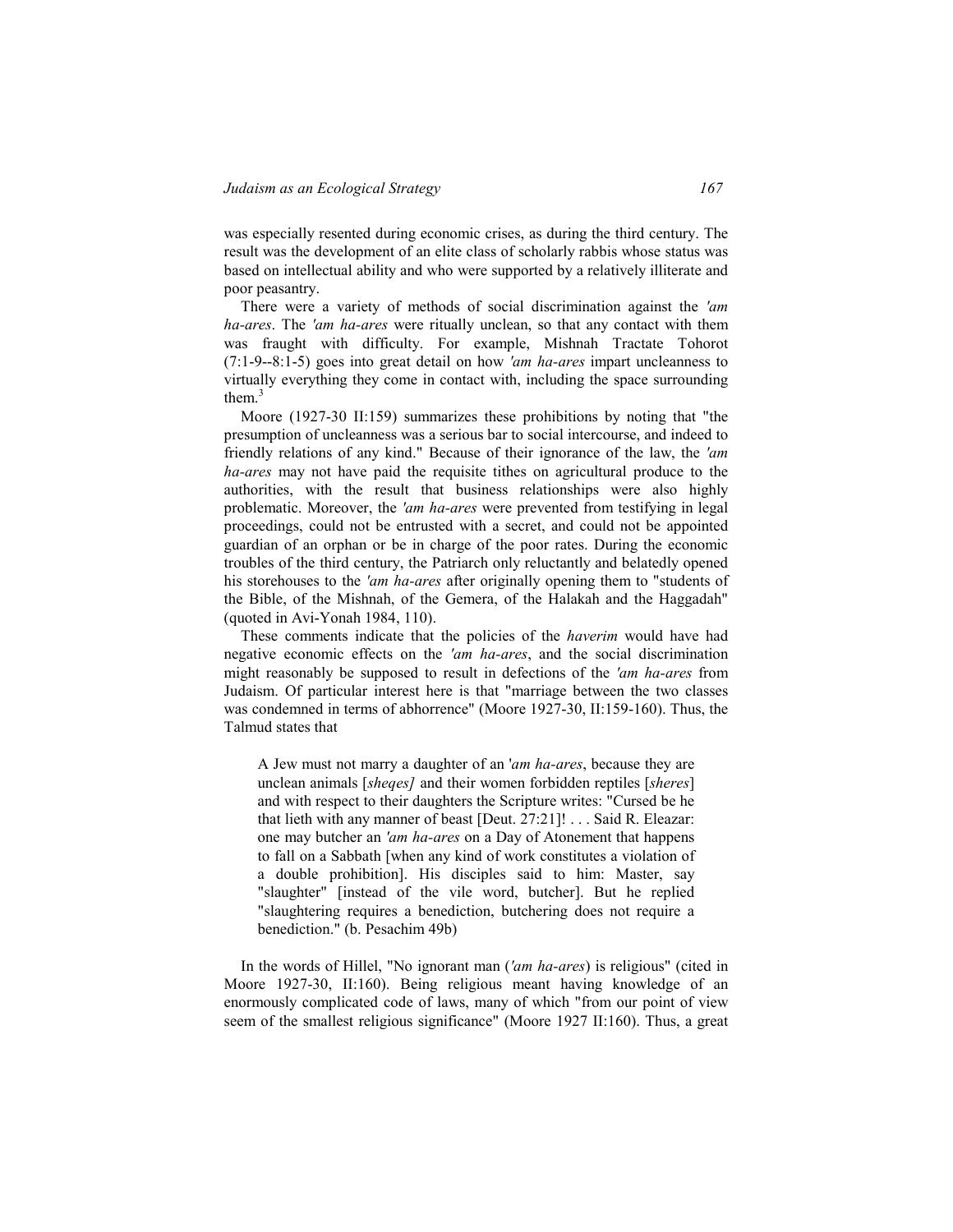was especially resented during economic crises, as during the third century. The result was the development of an elite class of scholarly rabbis whose status was based on intellectual ability and who were supported by a relatively illiterate and poor peasantry.

There were a variety of methods of social discrimination against the *'am ha-ares*. The *'am ha-ares* were ritually unclean, so that any contact with them was fraught with difficulty. For example, Mishnah Tractate Tohorot (7:1-9--8:1-5) goes into great detail on how *'am ha-ares* impart uncleanness to virtually everything they come in contact with, including the space surrounding them.[3]

Moore (1927-30 II:159) summarizes these prohibitions by noting that "the presumption of uncleanness was a serious bar to social intercourse, and indeed to friendly relations of any kind." Because of their ignorance of the law, the *'am ha-ares* may not have paid the requisite tithes on agricultural produce to the authorities, with the result that business relationships were also highly problematic. Moreover, the *'am ha-ares* were prevented from testifying in legal proceedings, could not be entrusted with a secret, and could not be appointed guardian of an orphan or be in charge of the poor rates. During the economic troubles of the third century, the Patriarch only reluctantly and belatedly opened his storehouses to the *'am ha-ares* after originally opening them to "students of the Bible, of the Mishnah, of the Gemera, of the Halakah and the Haggadah" (quoted in Avi-Yonah 1984, 110).

These comments indicate that the policies of the *haverim* would have had negative economic effects on the *'am ha-ares*, and the social discrimination might reasonably be supposed to result in defections of the *'am ha-ares* from Judaism. Of particular interest here is that "marriage between the two classes was condemned in terms of abhorrence" (Moore 1927-30, II:159-160). Thus, the Talmud states that

> A Jew must not marry a daughter of an '*am ha-ares*, because they are unclean animals [*sheqes]* and their women forbidden reptiles [*sheres*] and with respect to their daughters the Scripture writes: "Cursed be he that lieth with any manner of beast [Deut. 27:21]! . . . Said R. Eleazar: one may butcher an *'am ha-ares* on a Day of Atonement that happens to fall on a Sabbath [when any kind of work constitutes a violation of a double prohibition]. His disciples said to him: Master, say "slaughter" [instead of the vile word, butcher]. But he replied "slaughtering requires a benediction, butchering does not require a benediction." (b. Pesachim 49b)

In the words of Hillel, "No ignorant man (*'am ha-ares*) is religious" (cited in Moore 1927-30, II:160). Being religious meant having knowledge of an enormously complicated code of laws, many of which "from our point of view seem of the smallest religious significance" (Moore 1927 II:160). Thus, a great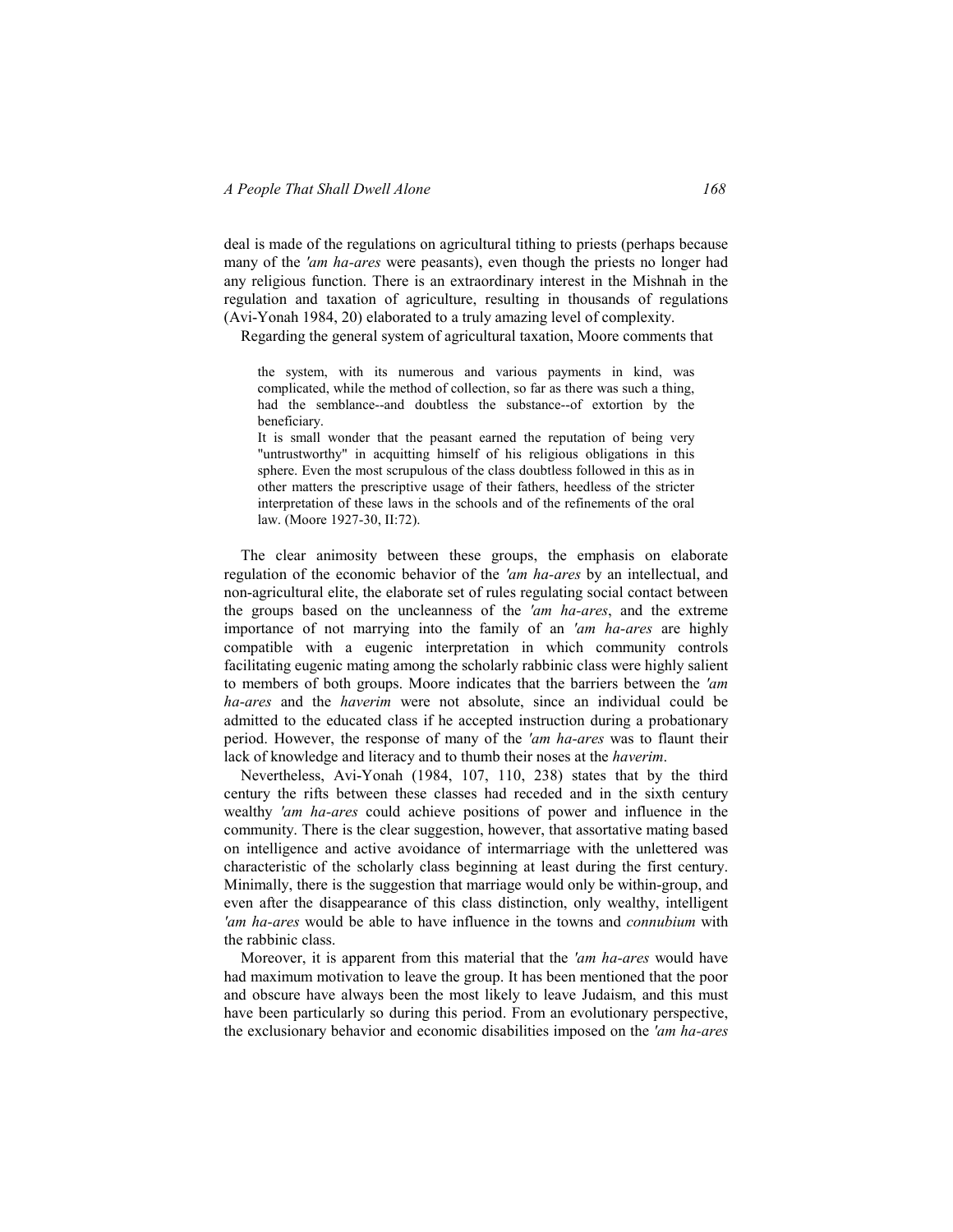deal is made of the regulations on agricultural tithing to priests (perhaps because many of the *'am ha-ares* were peasants), even though the priests no longer had any religious function. There is an extraordinary interest in the Mishnah in the regulation and taxation of agriculture, resulting in thousands of regulations (Avi-Yonah 1984, 20) elaborated to a truly amazing level of complexity.

Regarding the general system of agricultural taxation, Moore comments that

> the system, with its numerous and various payments in kind, was complicated, while the method of collection, so far as there was such a thing, had the semblance--and doubtless the substance--of extortion by the beneficiary.
>
> It is small wonder that the peasant earned the reputation of being very "untrustworthy" in acquitting himself of his religious obligations in this sphere. Even the most scrupulous of the class doubtless followed in this as in other matters the prescriptive usage of their fathers, heedless of the stricter interpretation of these laws in the schools and of the refinements of the oral law. (Moore 1927-30, II:72).

The clear animosity between these groups, the emphasis on elaborate regulation of the economic behavior of the *'am ha-ares* by an intellectual, and non-agricultural elite, the elaborate set of rules regulating social contact between the groups based on the uncleanness of the *'am ha-ares*, and the extreme importance of not marrying into the family of an *'am ha-ares* are highly compatible with a eugenic interpretation in which community controls facilitating eugenic mating among the scholarly rabbinic class were highly salient to members of both groups. Moore indicates that the barriers between the *'am ha-ares* and the *haverim* were not absolute, since an individual could be admitted to the educated class if he accepted instruction during a probationary period. However, the response of many of the *'am ha-ares* was to flaunt their lack of knowledge and literacy and to thumb their noses at the *haverim*.

Nevertheless, Avi-Yonah (1984, 107, 110, 238) states that by the third century the rifts between these classes had receded and in the sixth century wealthy *'am ha-ares* could achieve positions of power and influence in the community. There is the clear suggestion, however, that assortative mating based on intelligence and active avoidance of intermarriage with the unlettered was characteristic of the scholarly class beginning at least during the first century. Minimally, there is the suggestion that marriage would only be within-group, and even after the disappearance of this class distinction, only wealthy, intelligent *'am ha-ares* would be able to have influence in the towns and *connubium* with the rabbinic class.

Moreover, it is apparent from this material that the *'am ha-ares* would have had maximum motivation to leave the group. It has been mentioned that the poor and obscure have always been the most likely to leave Judaism, and this must have been particularly so during this period. From an evolutionary perspective, the exclusionary behavior and economic disabilities imposed on the *'am ha-ares*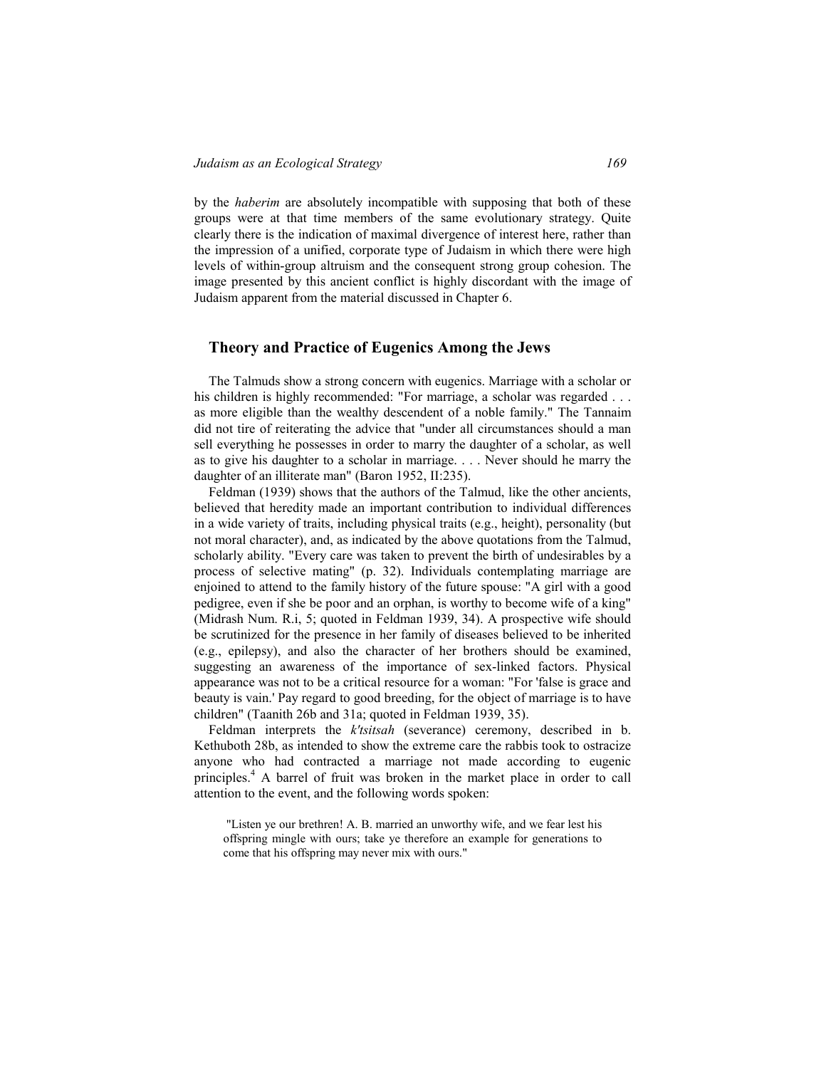by the *haberim* are absolutely incompatible with supposing that both of these groups were at that time members of the same evolutionary strategy. Quite clearly there is the indication of maximal divergence of interest here, rather than the impression of a unified, corporate type of Judaism in which there were high levels of within-group altruism and the consequent strong group cohesion. The image presented by this ancient conflict is highly discordant with the image of Judaism apparent from the material discussed in Chapter 6.

## Theory and Practice of Eugenics Among the Jews

The Talmuds show a strong concern with eugenics. Marriage with a scholar or his children is highly recommended: "For marriage, a scholar was regarded . . . as more eligible than the wealthy descendent of a noble family." The Tannaim did not tire of reiterating the advice that "under all circumstances should a man sell everything he possesses in order to marry the daughter of a scholar, as well as to give his daughter to a scholar in marriage. . . . Never should he marry the daughter of an illiterate man" (Baron 1952, II:235).

Feldman (1939) shows that the authors of the Talmud, like the other ancients, believed that heredity made an important contribution to individual differences in a wide variety of traits, including physical traits (e.g., height), personality (but not moral character), and, as indicated by the above quotations from the Talmud, scholarly ability. "Every care was taken to prevent the birth of undesirables by a process of selective mating" (p. 32). Individuals contemplating marriage are enjoined to attend to the family history of the future spouse: "A girl with a good pedigree, even if she be poor and an orphan, is worthy to become wife of a king" (Midrash Num. R.i, 5; quoted in Feldman 1939, 34). A prospective wife should be scrutinized for the presence in her family of diseases believed to be inherited (e.g., epilepsy), and also the character of her brothers should be examined, suggesting an awareness of the importance of sex-linked factors. Physical appearance was not to be a critical resource for a woman: "For 'false is grace and beauty is vain.' Pay regard to good breeding, for the object of marriage is to have children" (Taanith 26b and 31a; quoted in Feldman 1939, 35).

Feldman interprets the *k'tsitsah* (severance) ceremony, described in b. Kethuboth 28b, as intended to show the extreme care the rabbis took to ostracize anyone who had contracted a marriage not made according to eugenic principles.[4] A barrel of fruit was broken in the market place in order to call attention to the event, and the following words spoken:

> "Listen ye our brethren! A. B. married an unworthy wife, and we fear lest his offspring mingle with ours; take ye therefore an example for generations to come that his offspring may never mix with ours."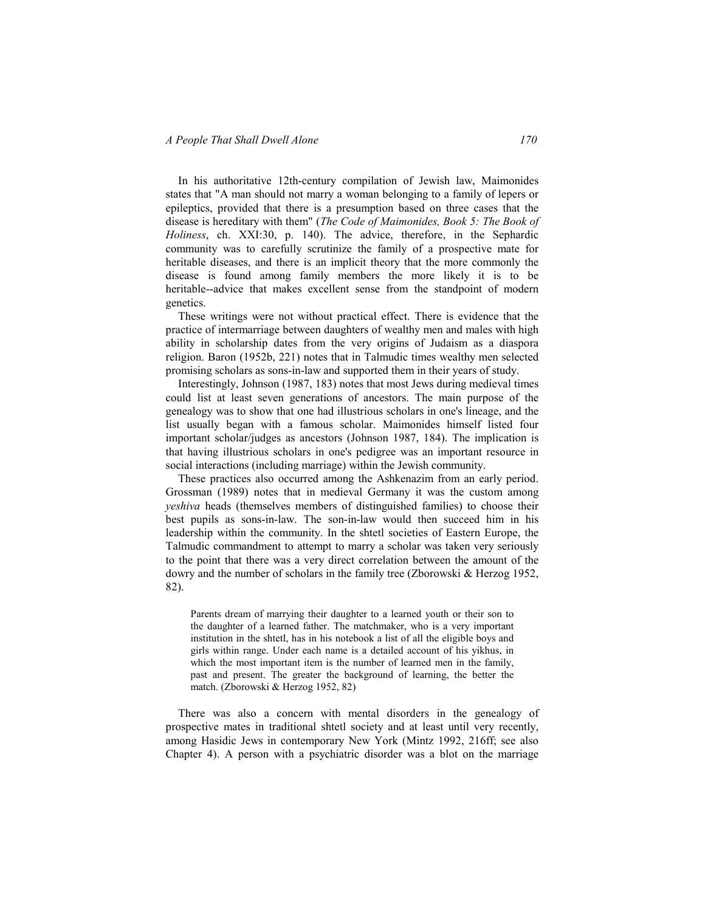In his authoritative 12th-century compilation of Jewish law, Maimonides states that "A man should not marry a woman belonging to a family of lepers or epileptics, provided that there is a presumption based on three cases that the disease is hereditary with them" (*The Code of Maimonides, Book 5: The Book of Holiness*, ch. XXI:30, p. 140). The advice, therefore, in the Sephardic community was to carefully scrutinize the family of a prospective mate for heritable diseases, and there is an implicit theory that the more commonly the disease is found among family members the more likely it is to be heritable--advice that makes excellent sense from the standpoint of modern genetics.

These writings were not without practical effect. There is evidence that the practice of intermarriage between daughters of wealthy men and males with high ability in scholarship dates from the very origins of Judaism as a diaspora religion. Baron (1952b, 221) notes that in Talmudic times wealthy men selected promising scholars as sons-in-law and supported them in their years of study.

Interestingly, Johnson (1987, 183) notes that most Jews during medieval times could list at least seven generations of ancestors. The main purpose of the genealogy was to show that one had illustrious scholars in one's lineage, and the list usually began with a famous scholar. Maimonides himself listed four important scholar/judges as ancestors (Johnson 1987, 184). The implication is that having illustrious scholars in one's pedigree was an important resource in social interactions (including marriage) within the Jewish community.

These practices also occurred among the Ashkenazim from an early period. Grossman (1989) notes that in medieval Germany it was the custom among *yeshiva* heads (themselves members of distinguished families) to choose their best pupils as sons-in-law. The son-in-law would then succeed him in his leadership within the community. In the shtetl societies of Eastern Europe, the Talmudic commandment to attempt to marry a scholar was taken very seriously to the point that there was a very direct correlation between the amount of the dowry and the number of scholars in the family tree (Zborowski & Herzog 1952, 82).

> Parents dream of marrying their daughter to a learned youth or their son to the daughter of a learned father. The matchmaker, who is a very important institution in the shtetl, has in his notebook a list of all the eligible boys and girls within range. Under each name is a detailed account of his yikhus, in which the most important item is the number of learned men in the family, past and present. The greater the background of learning, the better the match. (Zborowski & Herzog 1952, 82)

There was also a concern with mental disorders in the genealogy of prospective mates in traditional shtetl society and at least until very recently, among Hasidic Jews in contemporary New York (Mintz 1992, 216ff; see also Chapter 4). A person with a psychiatric disorder was a blot on the marriage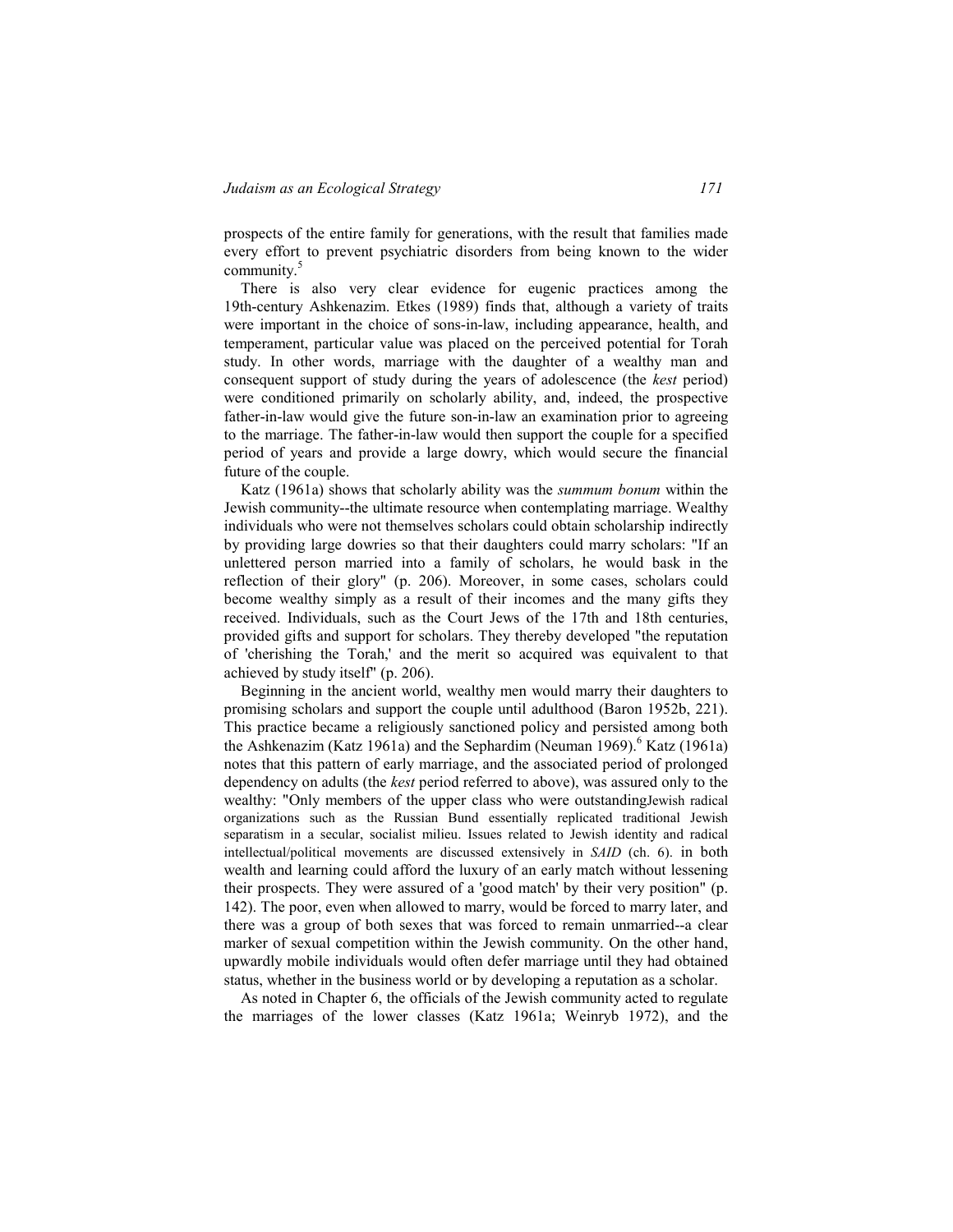prospects of the entire family for generations, with the result that families made every effort to prevent psychiatric disorders from being known to the wider community.[5]

There is also very clear evidence for eugenic practices among the 19th-century Ashkenazim. Etkes (1989) finds that, although a variety of traits were important in the choice of sons-in-law, including appearance, health, and temperament, particular value was placed on the perceived potential for Torah study. In other words, marriage with the daughter of a wealthy man and consequent support of study during the years of adolescence (the *kest* period) were conditioned primarily on scholarly ability, and, indeed, the prospective father-in-law would give the future son-in-law an examination prior to agreeing to the marriage. The father-in-law would then support the couple for a specified period of years and provide a large dowry, which would secure the financial future of the couple.

Katz (1961a) shows that scholarly ability was the *summum bonum* within the Jewish community--the ultimate resource when contemplating marriage. Wealthy individuals who were not themselves scholars could obtain scholarship indirectly by providing large dowries so that their daughters could marry scholars: "If an unlettered person married into a family of scholars, he would bask in the reflection of their glory" (p. 206). Moreover, in some cases, scholars could become wealthy simply as a result of their incomes and the many gifts they received. Individuals, such as the Court Jews of the 17th and 18th centuries, provided gifts and support for scholars. They thereby developed "the reputation of 'cherishing the Torah,' and the merit so acquired was equivalent to that achieved by study itself" (p. 206).

Beginning in the ancient world, wealthy men would marry their daughters to promising scholars and support the couple until adulthood (Baron 1952b, 221). This practice became a religiously sanctioned policy and persisted among both the Ashkenazim (Katz 1961a) and the Sephardim (Neuman 1969).[6] Katz (1961a) notes that this pattern of early marriage, and the associated period of prolonged dependency on adults (the *kest* period referred to above), was assured only to the wealthy: "Only members of the upper class who were outstandingJewish radical organizations such as the Russian Bund essentially replicated traditional Jewish separatism in a secular, socialist milieu. Issues related to Jewish identity and radical intellectual/political movements are discussed extensively in *SAID* (ch. 6). in both wealth and learning could afford the luxury of an early match without lessening their prospects. They were assured of a 'good match' by their very position" (p. 142). The poor, even when allowed to marry, would be forced to marry later, and there was a group of both sexes that was forced to remain unmarried--a clear marker of sexual competition within the Jewish community. On the other hand, upwardly mobile individuals would often defer marriage until they had obtained status, whether in the business world or by developing a reputation as a scholar.

As noted in Chapter 6, the officials of the Jewish community acted to regulate the marriages of the lower classes (Katz 1961a; Weinryb 1972), and the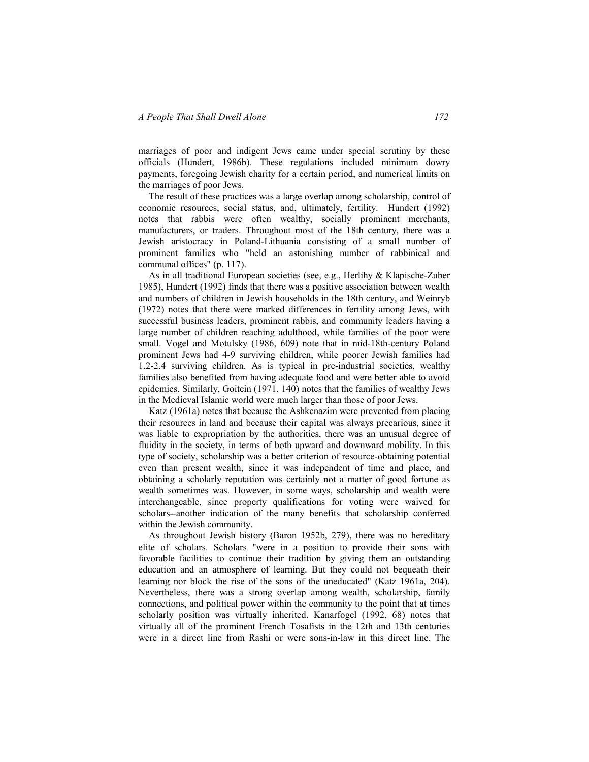marriages of poor and indigent Jews came under special scrutiny by these officials (Hundert, 1986b). These regulations included minimum dowry payments, foregoing Jewish charity for a certain period, and numerical limits on the marriages of poor Jews.

The result of these practices was a large overlap among scholarship, control of economic resources, social status, and, ultimately, fertility. Hundert (1992) notes that rabbis were often wealthy, socially prominent merchants, manufacturers, or traders. Throughout most of the 18th century, there was a Jewish aristocracy in Poland-Lithuania consisting of a small number of prominent families who "held an astonishing number of rabbinical and communal offices" (p. 117).

As in all traditional European societies (see, e.g., Herlihy & Klapische-Zuber 1985), Hundert (1992) finds that there was a positive association between wealth and numbers of children in Jewish households in the 18th century, and Weinryb (1972) notes that there were marked differences in fertility among Jews, with successful business leaders, prominent rabbis, and community leaders having a large number of children reaching adulthood, while families of the poor were small. Vogel and Motulsky (1986, 609) note that in mid-18th-century Poland prominent Jews had 4-9 surviving children, while poorer Jewish families had 1.2-2.4 surviving children. As is typical in pre-industrial societies, wealthy families also benefited from having adequate food and were better able to avoid epidemics. Similarly, Goitein (1971, 140) notes that the families of wealthy Jews in the Medieval Islamic world were much larger than those of poor Jews.

Katz (1961a) notes that because the Ashkenazim were prevented from placing their resources in land and because their capital was always precarious, since it was liable to expropriation by the authorities, there was an unusual degree of fluidity in the society, in terms of both upward and downward mobility. In this type of society, scholarship was a better criterion of resource-obtaining potential even than present wealth, since it was independent of time and place, and obtaining a scholarly reputation was certainly not a matter of good fortune as wealth sometimes was. However, in some ways, scholarship and wealth were interchangeable, since property qualifications for voting were waived for scholars--another indication of the many benefits that scholarship conferred within the Jewish community.

As throughout Jewish history (Baron 1952b, 279), there was no hereditary elite of scholars. Scholars "were in a position to provide their sons with favorable facilities to continue their tradition by giving them an outstanding education and an atmosphere of learning. But they could not bequeath their learning nor block the rise of the sons of the uneducated" (Katz 1961a, 204). Nevertheless, there was a strong overlap among wealth, scholarship, family connections, and political power within the community to the point that at times scholarly position was virtually inherited. Kanarfogel (1992, 68) notes that virtually all of the prominent French Tosafists in the 12th and 13th centuries were in a direct line from Rashi or were sons-in-law in this direct line. The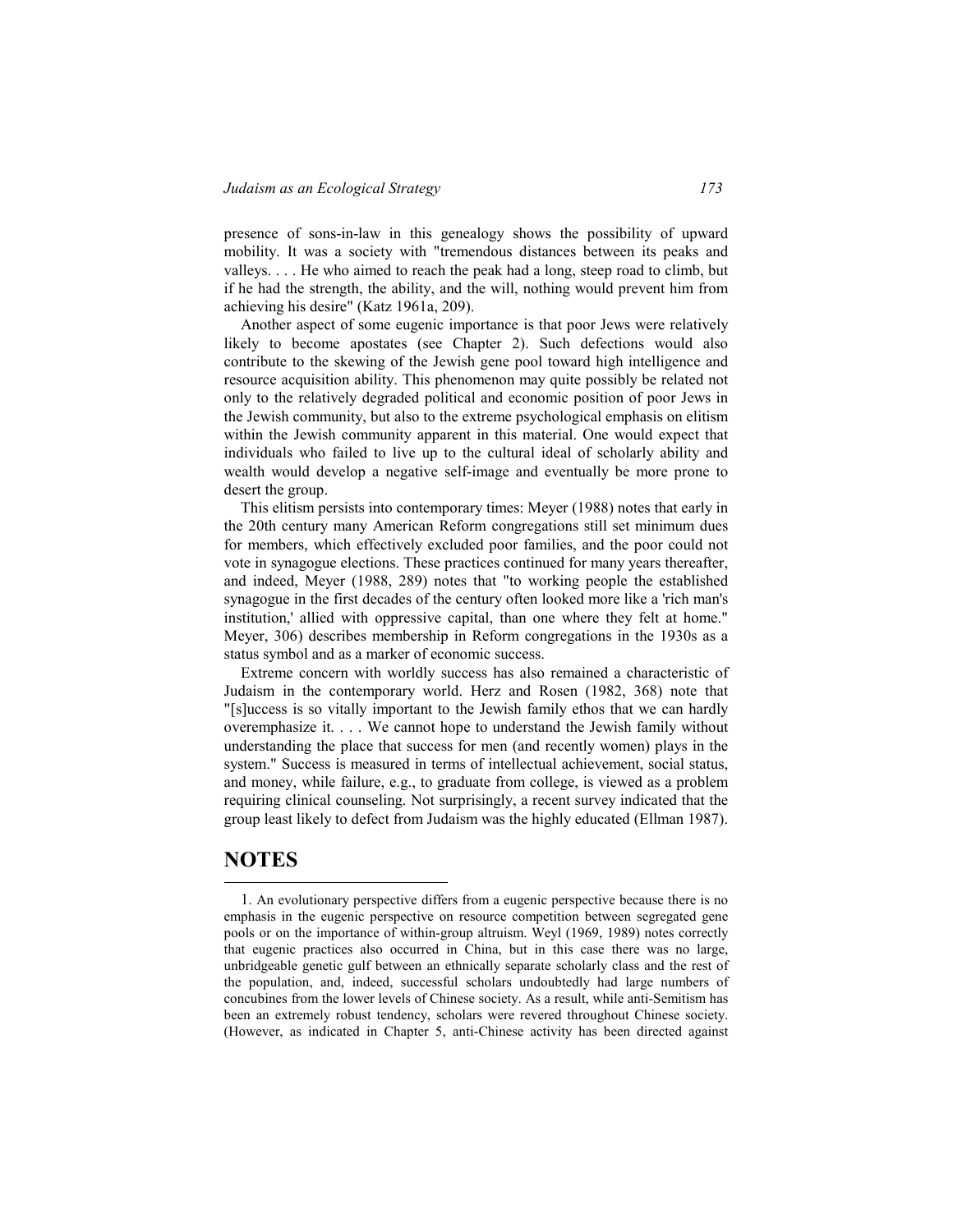presence of sons-in-law in this genealogy shows the possibility of upward mobility. It was a society with "tremendous distances between its peaks and valleys. . . . He who aimed to reach the peak had a long, steep road to climb, but if he had the strength, the ability, and the will, nothing would prevent him from achieving his desire" (Katz 1961a, 209).

Another aspect of some eugenic importance is that poor Jews were relatively likely to become apostates (see Chapter 2). Such defections would also contribute to the skewing of the Jewish gene pool toward high intelligence and resource acquisition ability. This phenomenon may quite possibly be related not only to the relatively degraded political and economic position of poor Jews in the Jewish community, but also to the extreme psychological emphasis on elitism within the Jewish community apparent in this material. One would expect that individuals who failed to live up to the cultural ideal of scholarly ability and wealth would develop a negative self-image and eventually be more prone to desert the group.

This elitism persists into contemporary times: Meyer (1988) notes that early in the 20th century many American Reform congregations still set minimum dues for members, which effectively excluded poor families, and the poor could not vote in synagogue elections. These practices continued for many years thereafter, and indeed, Meyer (1988, 289) notes that "to working people the established synagogue in the first decades of the century often looked more like a 'rich man's institution,' allied with oppressive capital, than one where they felt at home." Meyer, 306) describes membership in Reform congregations in the 1930s as a status symbol and as a marker of economic success.

Extreme concern with worldly success has also remained a characteristic of Judaism in the contemporary world. Herz and Rosen (1982, 368) note that "[s]uccess is so vitally important to the Jewish family ethos that we can hardly overemphasize it. . . . We cannot hope to understand the Jewish family without understanding the place that success for men (and recently women) plays in the system." Success is measured in terms of intellectual achievement, social status, and money, while failure, e.g., to graduate from college, is viewed as a problem requiring clinical counseling. Not surprisingly, a recent survey indicated that the group least likely to defect from Judaism was the highly educated (Ellman 1987).

# NOTES

1. An evolutionary perspective differs from a eugenic perspective because there is no emphasis in the eugenic perspective on resource competition between segregated gene pools or on the importance of within-group altruism. Weyl (1969, 1989) notes correctly that eugenic practices also occurred in China, but in this case there was no large, unbridgeable genetic gulf between an ethnically separate scholarly class and the rest of the population, and, indeed, successful scholars undoubtedly had large numbers of concubines from the lower levels of Chinese society. As a result, while anti-Semitism has been an extremely robust tendency, scholars were revered throughout Chinese society. (However, as indicated in Chapter 5, anti-Chinese activity has been directed against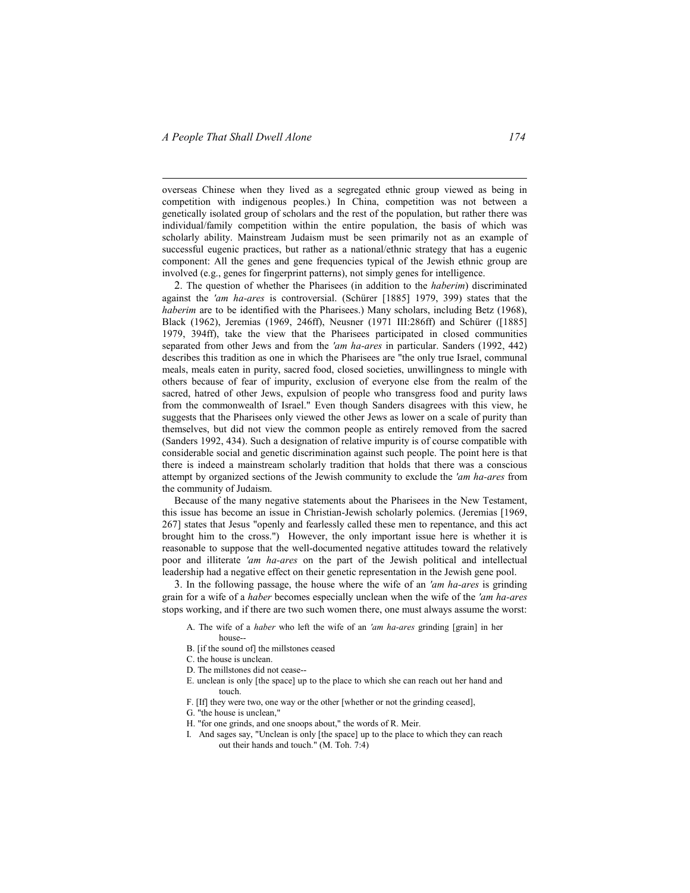overseas Chinese when they lived as a segregated ethnic group viewed as being in competition with indigenous peoples.) In China, competition was not between a genetically isolated group of scholars and the rest of the population, but rather there was individual/family competition within the entire population, the basis of which was scholarly ability. Mainstream Judaism must be seen primarily not as an example of successful eugenic practices, but rather as a national/ethnic strategy that has a eugenic component: All the genes and gene frequencies typical of the Jewish ethnic group are involved (e.g., genes for fingerprint patterns), not simply genes for intelligence.

2. The question of whether the Pharisees (in addition to the *haberim*) discriminated against the *'am ha-ares* is controversial. (Schürer [1885] 1979, 399) states that the *haberim* are to be identified with the Pharisees.) Many scholars, including Betz (1968), Black (1962), Jeremias (1969, 246ff), Neusner (1971 III:286ff) and Schürer ([1885] 1979, 394ff), take the view that the Pharisees participated in closed communities separated from other Jews and from the *'am ha-ares* in particular. Sanders (1992, 442) describes this tradition as one in which the Pharisees are "the only true Israel, communal meals, meals eaten in purity, sacred food, closed societies, unwillingness to mingle with others because of fear of impurity, exclusion of everyone else from the realm of the sacred, hatred of other Jews, expulsion of people who transgress food and purity laws from the commonwealth of Israel." Even though Sanders disagrees with this view, he suggests that the Pharisees only viewed the other Jews as lower on a scale of purity than themselves, but did not view the common people as entirely removed from the sacred (Sanders 1992, 434). Such a designation of relative impurity is of course compatible with considerable social and genetic discrimination against such people. The point here is that there is indeed a mainstream scholarly tradition that holds that there was a conscious attempt by organized sections of the Jewish community to exclude the *'am ha-ares* from the community of Judaism.

Because of the many negative statements about the Pharisees in the New Testament, this issue has become an issue in Christian-Jewish scholarly polemics. (Jeremias [1969, 267] states that Jesus "openly and fearlessly called these men to repentance, and this act brought him to the cross.") However, the only important issue here is whether it is reasonable to suppose that the well-documented negative attitudes toward the relatively poor and illiterate *'am ha-ares* on the part of the Jewish political and intellectual leadership had a negative effect on their genetic representation in the Jewish gene pool.

3. In the following passage, the house where the wife of an *'am ha-ares* is grinding grain for a wife of a *haber* becomes especially unclean when the wife of the *'am ha-ares* stops working, and if there are two such women there, one must always assume the worst:

> A. The wife of a *haber* who left the wife of an *'am ha-ares* grinding [grain] in her house--
> B. [if the sound of] the millstones ceased
> C. the house is unclean.
> D. The millstones did not cease--
> E. unclean is only [the space] up to the place to which she can reach out her hand and touch.
> F. [If] they were two, one way or the other [whether or not the grinding ceased],
> G. "the house is unclean,"
> H. "for one grinds, and one snoops about," the words of R. Meir.
> I. And sages say, "Unclean is only [the space] up to the place to which they can reach out their hands and touch." (M. Toh. 7:4)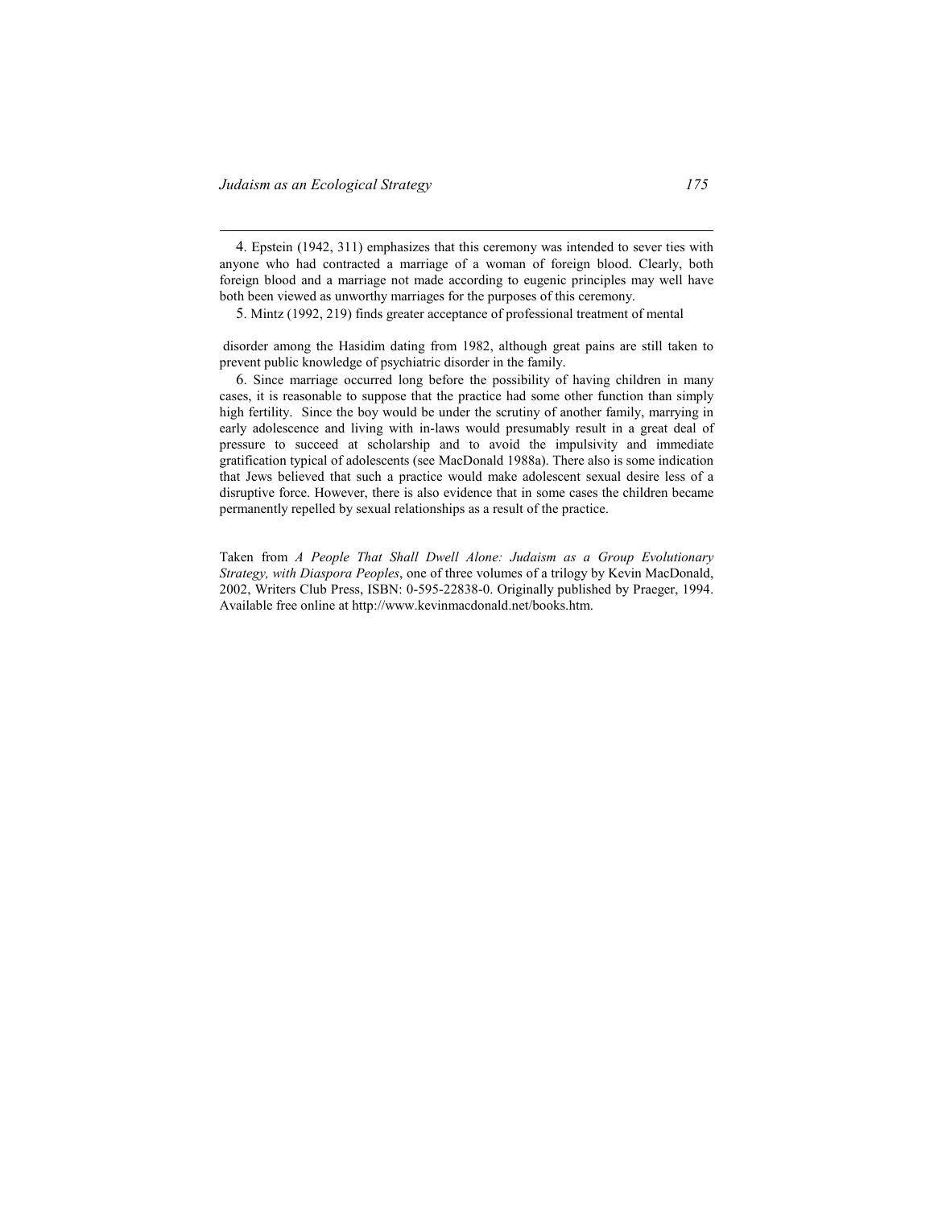4. Epstein (1942, 311) emphasizes that this ceremony was intended to sever ties with anyone who had contracted a marriage of a woman of foreign blood. Clearly, both foreign blood and a marriage not made according to eugenic principles may well have both been viewed as unworthy marriages for the purposes of this ceremony.

5. Mintz (1992, 219) finds greater acceptance of professional treatment of mental disorder among the Hasidim dating from 1982, although great pains are still taken to prevent public knowledge of psychiatric disorder in the family.

6. Since marriage occurred long before the possibility of having children in many cases, it is reasonable to suppose that the practice had some other function than simply high fertility. Since the boy would be under the scrutiny of another family, marrying in early adolescence and living with in-laws would presumably result in a great deal of pressure to succeed at scholarship and to avoid the impulsivity and immediate gratification typical of adolescents (see MacDonald 1988a). There also is some indication that Jews believed that such a practice would make adolescent sexual desire less of a disruptive force. However, there is also evidence that in some cases the children became permanently repelled by sexual relationships as a result of the practice.

Taken from *A People That Shall Dwell Alone: Judaism as a Group Evolutionary Strategy, with Diaspora Peoples*, one of three volumes of a trilogy by Kevin MacDonald, 2002, Writers Club Press, ISBN: 0-595-22838-0. Originally published by Praeger, 1994. Available free online at http://www.kevinmacdonald.net/books.htm.